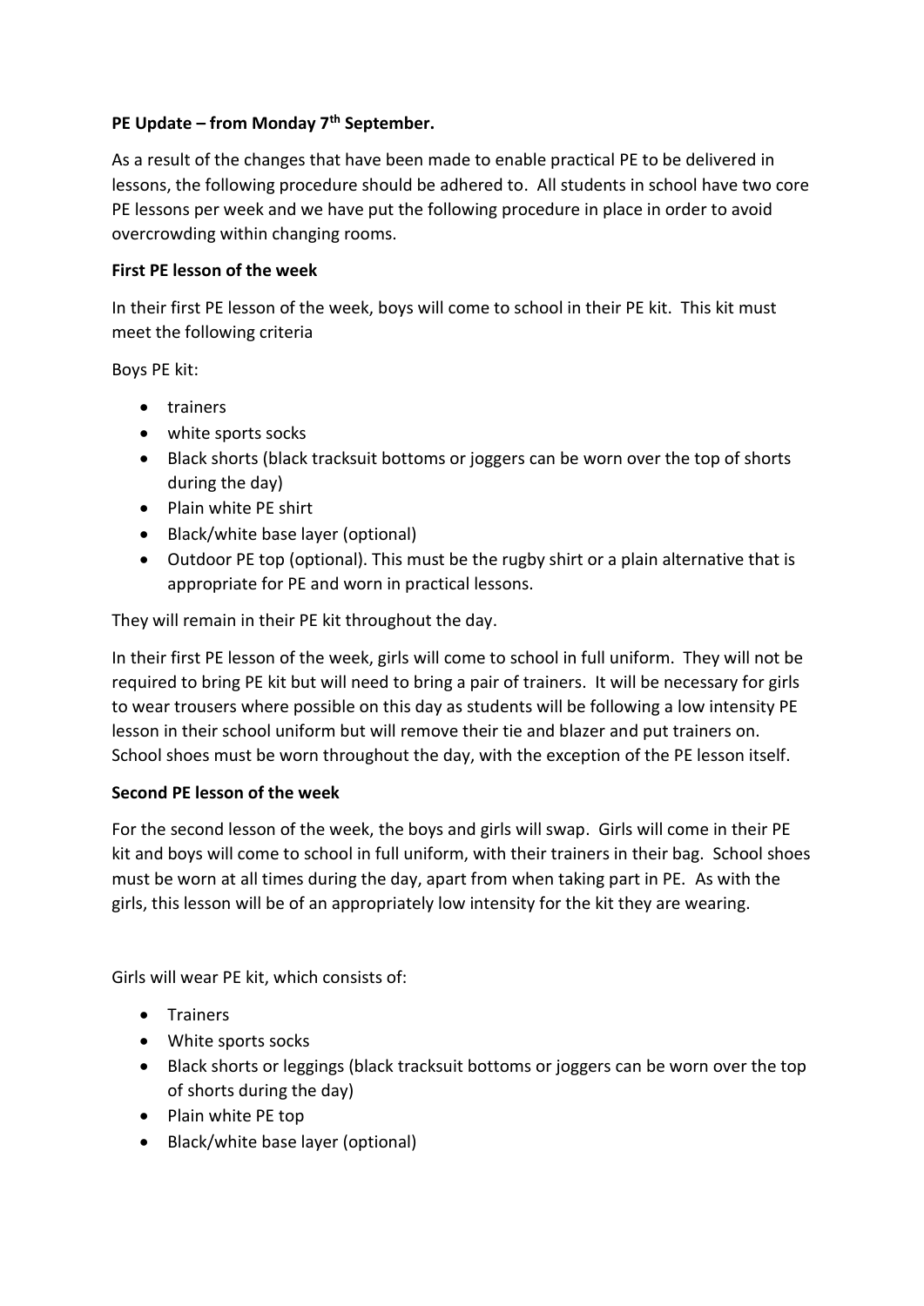**PE Update – from Monday 7th September.**

As a result of the changes that have been made to enable practical PE to be delivered in lessons, the following procedure should be adhered to. All students in school have two core PE lessons per week and we have put the following procedure in place in order to avoid overcrowding within changing rooms.

**First PE lesson of the week**

In their first PE lesson of the week, boys will come to school in their PE kit. This kit must meet the following criteria

Boys PE kit:

- trainers
- white sports socks
- Black shorts (black tracksuit bottoms or joggers can be worn over the top of shorts during the day)
- Plain white PE shirt
- Black/white base layer (optional)
- Outdoor PE top (optional). This must be the rugby shirt or a plain alternative that is appropriate for PE and worn in practical lessons.

They will remain in their PE kit throughout the day.

In their first PE lesson of the week, girls will come to school in full uniform. They will not be required to bring PE kit but will need to bring a pair of trainers. It will be necessary for girls to wear trousers where possible on this day as students will be following a low intensity PE lesson in their school uniform but will remove their tie and blazer and put trainers on. School shoes must be worn throughout the day, with the exception of the PE lesson itself.

**Second PE lesson of the week**

For the second lesson of the week, the boys and girls will swap. Girls will come in their PE kit and boys will come to school in full uniform, with their trainers in their bag. School shoes must be worn at all times during the day, apart from when taking part in PE. As with the girls, this lesson will be of an appropriately low intensity for the kit they are wearing.

Girls will wear PE kit, which consists of:

- Trainers
- White sports socks
- Black shorts or leggings (black tracksuit bottoms or joggers can be worn over the top of shorts during the day)
- Plain white PE top
- Black/white base layer (optional)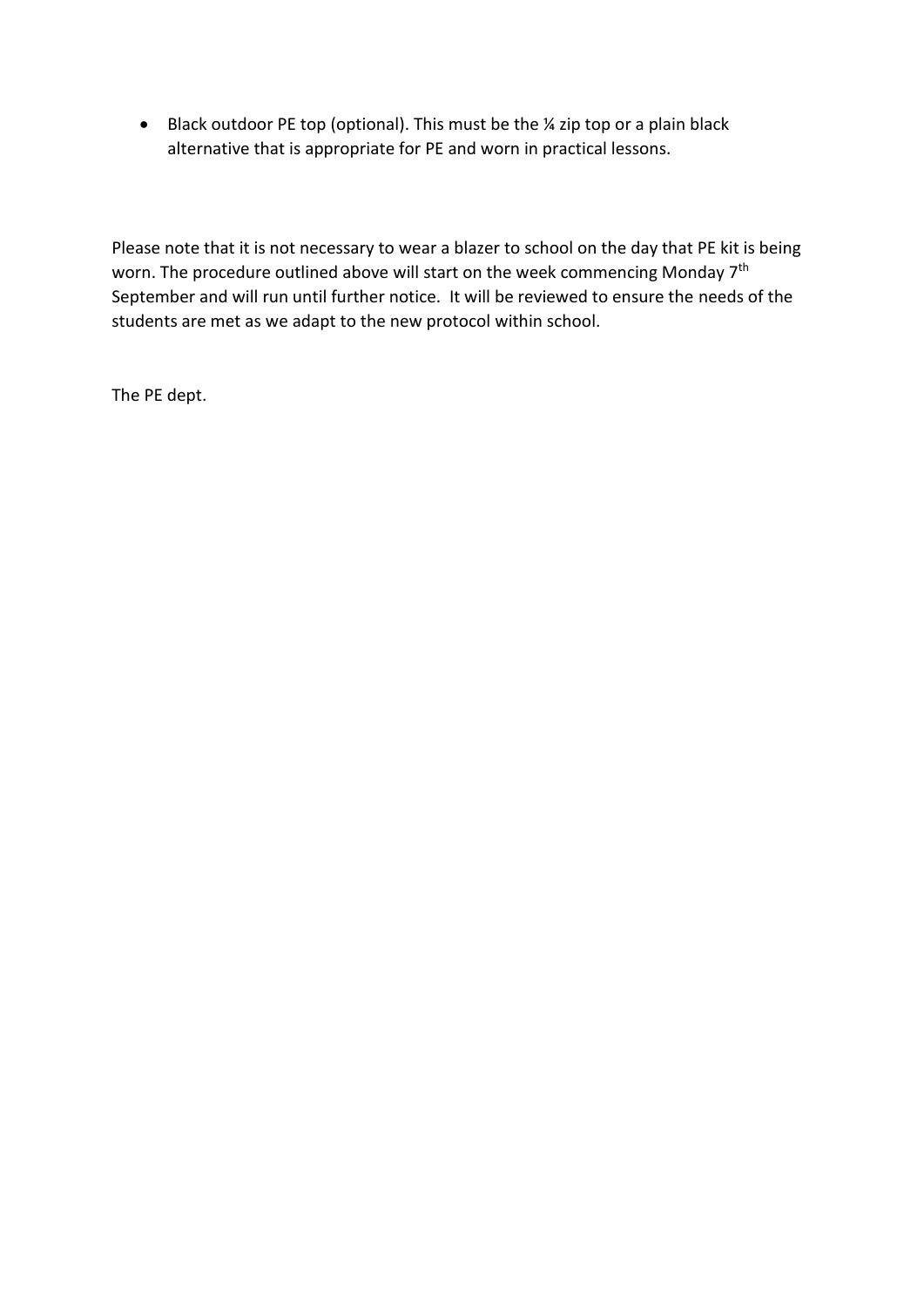- Black outdoor PE top (optional). This must be the ¼ zip top or a plain black alternative that is appropriate for PE and worn in practical lessons.

Please note that it is not necessary to wear a blazer to school on the day that PE kit is being worn. The procedure outlined above will start on the week commencing Monday 7th September and will run until further notice. It will be reviewed to ensure the needs of the students are met as we adapt to the new protocol within school.

The PE dept.